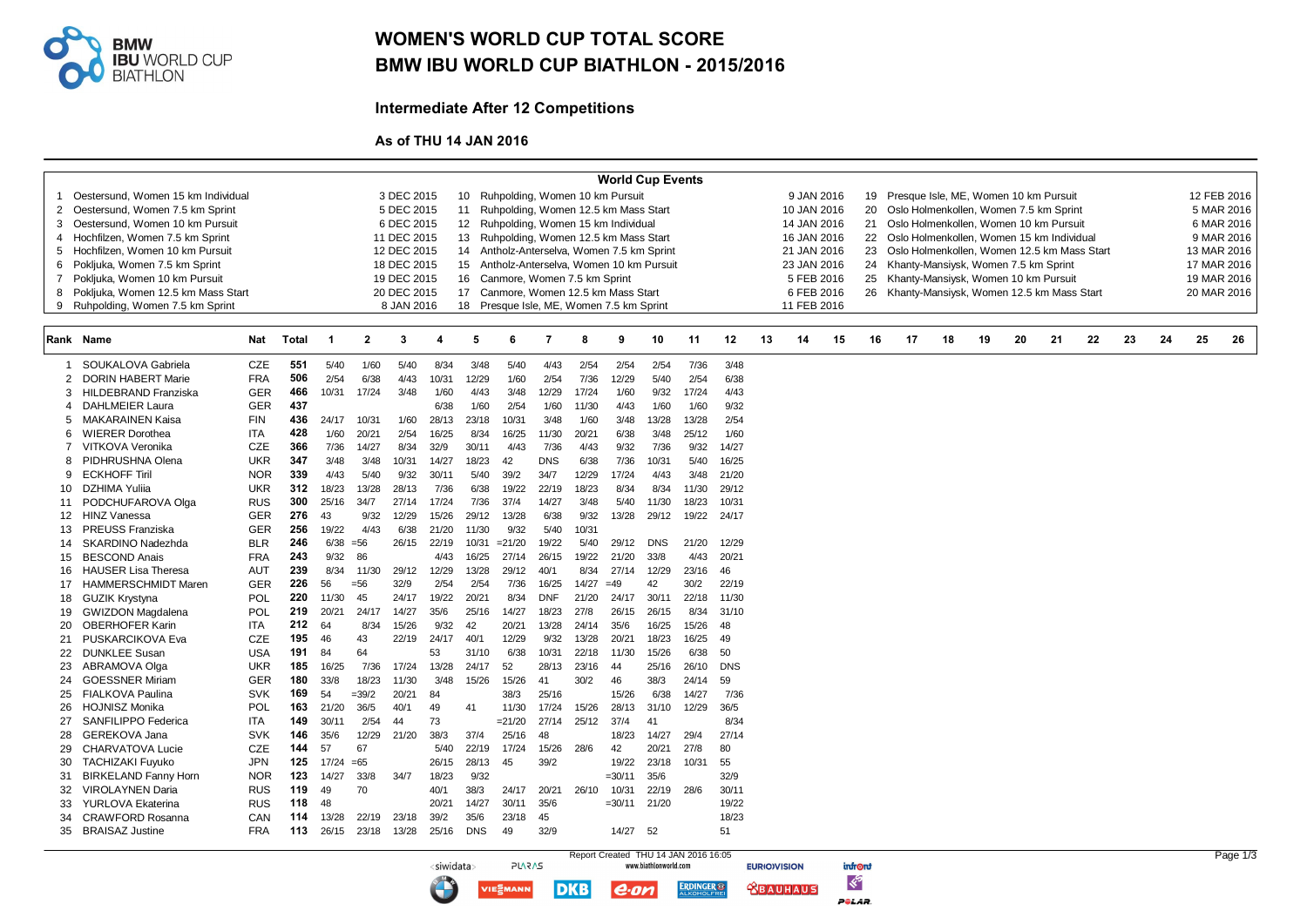# WOMEN'S WORLD CUP TOTAL SCORE

# BMW IBU WORLD CUP BIATHLON - 2015/2016

### Intermediate After 12 Competitions

**As of THU 14 JAN 2016**

## World Cup Events

| No | Event | Date |
|---|---|---|
| 1 | Oestersund, Women 15 km Individual | 3 DEC 2015 |
| 2 | Oestersund, Women 7.5 km Sprint | 5 DEC 2015 |
| 3 | Oestersund, Women 10 km Pursuit | 6 DEC 2015 |
| 4 | Hochfilzen, Women 7.5 km Sprint | 11 DEC 2015 |
| 5 | Hochfilzen, Women 10 km Pursuit | 12 DEC 2015 |
| 6 | Pokljuka, Women 7.5 km Sprint | 18 DEC 2015 |
| 7 | Pokljuka, Women 10 km Pursuit | 19 DEC 2015 |
| 8 | Pokljuka, Women 12.5 km Mass Start | 20 DEC 2015 |
| 9 | Ruhpolding, Women 7.5 km Sprint | 8 JAN 2016 |
| 10 | Ruhpolding, Women 10 km Pursuit | 9 JAN 2016 |
| 11 | Ruhpolding, Women 12.5 km Mass Start | 10 JAN 2016 |
| 12 | Ruhpolding, Women 15 km Individual | 14 JAN 2016 |
| 13 | Ruhpolding, Women 12.5 km Mass Start | 16 JAN 2016 |
| 14 | Antholz-Anterselva, Women 7.5 km Sprint | 21 JAN 2016 |
| 15 | Antholz-Anterselva, Women 10 km Pursuit | 23 JAN 2016 |
| 16 | Canmore, Women 7.5 km Sprint | 5 FEB 2016 |
| 17 | Canmore, Women 12.5 km Mass Start | 6 FEB 2016 |
| 18 | Presque Isle, ME, Women 7.5 km Sprint | 11 FEB 2016 |
| 19 | Presque Isle, ME, Women 10 km Pursuit | 12 FEB 2016 |
| 20 | Oslo Holmenkollen, Women 7.5 km Sprint | 5 MAR 2016 |
| 21 | Oslo Holmenkollen, Women 10 km Pursuit | 6 MAR 2016 |
| 22 | Oslo Holmenkollen, Women 15 km Individual | 9 MAR 2016 |
| 23 | Oslo Holmenkollen, Women 12.5 km Mass Start | 13 MAR 2016 |
| 24 | Khanty-Mansiysk, Women 7.5 km Sprint | 17 MAR 2016 |
| 25 | Khanty-Mansiysk, Women 10 km Pursuit | 19 MAR 2016 |
| 26 | Khanty-Mansiysk, Women 12.5 km Mass Start | 20 MAR 2016 |

| Rank | Name | Nat | Total | 1 | 2 | 3 | 4 | 5 | 6 | 7 | 8 | 9 | 10 | 11 | 12 | 13 | 14 | 15 | 16 | 17 | 18 | 19 | 20 | 21 | 22 | 23 | 24 | 25 | 26 |
|---|---|---|---|---|---|---|---|---|---|---|---|---|---|---|---|---|---|---|---|---|---|---|---|---|---|---|---|---|---|
| 1 | SOUKALOVA Gabriela | CZE | 551 | 5/40 | 1/60 | 5/40 | 8/34 | 3/48 | 5/40 | 4/43 | 2/54 | 2/54 | 2/54 | 7/36 | 3/48 | | | | | | | | | | | | | | |
| 2 | DORIN HABERT Marie | FRA | 506 | 2/54 | 6/38 | 4/43 | 10/31 | 12/29 | 1/60 | 2/54 | 7/36 | 12/29 | 5/40 | 2/54 | 6/38 | | | | | | | | | | | | | | |
| 3 | HILDEBRAND Franziska | GER | 466 | 10/31 | 17/24 | 3/48 | 1/60 | 4/43 | 3/48 | 12/29 | 17/24 | 1/60 | 9/32 | 17/24 | 4/43 | | | | | | | | | | | | | | |
| 4 | DAHLMEIER Laura | GER | 437 | | | | 6/38 | 1/60 | 2/54 | 1/60 | 11/30 | 4/43 | 1/60 | 1/60 | 9/32 | | | | | | | | | | | | | | |
| 5 | MAKARAINEN Kaisa | FIN | 436 | 24/17 | 10/31 | 1/60 | 28/13 | 23/18 | 10/31 | 3/48 | 1/60 | 3/48 | 13/28 | 13/28 | 2/54 | | | | | | | | | | | | | | |
| 6 | WIERER Dorothea | ITA | 428 | 1/60 | 20/21 | 2/54 | 16/25 | 8/34 | 16/25 | 11/30 | 20/21 | 6/38 | 3/48 | 25/12 | 1/60 | | | | | | | | | | | | | | |
| 7 | VITKOVA Veronika | CZE | 366 | 7/36 | 14/27 | 8/34 | 32/9 | 30/11 | 4/43 | 7/36 | 4/43 | 9/32 | 7/36 | 9/32 | 14/27 | | | | | | | | | | | | | | |
| 8 | PIDHRUSHNA Olena | UKR | 347 | 3/48 | 3/48 | 10/31 | 14/27 | 18/23 | 42 | DNS | 6/38 | 7/36 | 10/31 | 5/40 | 16/25 | | | | | | | | | | | | | | |
| 9 | ECKHOFF Tiril | NOR | 339 | 4/43 | 5/40 | 9/32 | 30/11 | 5/40 | 39/2 | 34/7 | 12/29 | 17/24 | 4/43 | 3/48 | 21/20 | | | | | | | | | | | | | | |
| 10 | DZHIMA Yuliia | UKR | 312 | 18/23 | 13/28 | 28/13 | 7/36 | 6/38 | 19/22 | 22/19 | 18/23 | 8/34 | 8/34 | 11/30 | 29/12 | | | | | | | | | | | | | | |
| 11 | PODCHUFAROVA Olga | RUS | 300 | 25/16 | 34/7 | 27/14 | 17/24 | 7/36 | 37/4 | 14/27 | 3/48 | 5/40 | 11/30 | 18/23 | 10/31 | | | | | | | | | | | | | | |
| 12 | HINZ Vanessa | GER | 276 | 43 | 9/32 | 12/29 | 15/26 | 29/12 | 13/28 | 6/38 | 9/32 | 13/28 | 29/12 | 19/22 | 24/17 | | | | | | | | | | | | | | |
| 13 | PREUSS Franziska | GER | 256 | 19/22 | 4/43 | 6/38 | 21/20 | 11/30 | 9/32 | 5/40 | 10/31 | | | | | | | | | | | | | | | | | | |
| 14 | SKARDINO Nadezhda | BLR | 246 | 6/38 | =56 | 26/15 | 22/19 | 10/31 | =21/20 | 19/22 | 5/40 | 29/12 | DNS | 21/20 | 12/29 | | | | | | | | | | | | | | |
| 15 | BESCOND Anais | FRA | 243 | 9/32 | 86 | | 4/43 | 16/25 | 27/14 | 26/15 | 19/22 | 21/20 | 33/8 | 4/43 | 20/21 | | | | | | | | | | | | | | |
| 16 | HAUSER Lisa Theresa | AUT | 239 | 8/34 | 11/30 | 29/12 | 12/29 | 13/28 | 29/12 | 40/1 | 8/34 | 27/14 | 12/29 | 23/16 | 46 | | | | | | | | | | | | | | |
| 17 | HAMMERSCHMIDT Maren | GER | 226 | 56 | =56 | 32/9 | 2/54 | 2/54 | 7/36 | 16/25 | 14/27 | =49 | 42 | 30/2 | 22/19 | | | | | | | | | | | | | | |
| 18 | GUZIK Krystyna | POL | 220 | 11/30 | 45 | 24/17 | 19/22 | 20/21 | 8/34 | DNF | 21/20 | 24/17 | 30/11 | 22/18 | 11/30 | | | | | | | | | | | | | | |
| 19 | GWIZDON Magdalena | POL | 219 | 20/21 | 24/17 | 14/27 | 35/6 | 25/16 | 14/27 | 18/23 | 27/8 | 26/15 | 26/15 | 8/34 | 31/10 | | | | | | | | | | | | | | |
| 20 | OBERHOFER Karin | ITA | 212 | 64 | 8/34 | 15/26 | 9/32 | 42 | 20/21 | 13/28 | 24/14 | 35/6 | 16/25 | 15/26 | 48 | | | | | | | | | | | | | | |
| 21 | PUSKARCIKOVA Eva | CZE | 195 | 46 | 43 | 22/19 | 24/17 | 40/1 | 12/29 | 9/32 | 13/28 | 20/21 | 18/23 | 16/25 | 49 | | | | | | | | | | | | | | |
| 22 | DUNKLEE Susan | USA | 191 | 84 | 64 | | 53 | 31/10 | 6/38 | 10/31 | 22/18 | 11/30 | 15/26 | 6/38 | 50 | | | | | | | | | | | | | | |
| 23 | ABRAMOVA Olga | UKR | 185 | 16/25 | 7/36 | 17/24 | 13/28 | 24/17 | 52 | 28/13 | 23/16 | 44 | 25/16 | 26/10 | DNS | | | | | | | | | | | | | | |
| 24 | GOESSNER Miriam | GER | 180 | 33/8 | 18/23 | 11/30 | 3/48 | 15/26 | 15/26 | 41 | 30/2 | 46 | 38/3 | 24/14 | 59 | | | | | | | | | | | | | | |
| 25 | FIALKOVA Paulina | SVK | 169 | 54 | =39/2 | 20/21 | 84 | | 38/3 | 25/16 | | 15/26 | 6/38 | 14/27 | 7/36 | | | | | | | | | | | | | | |
| 26 | HOJNISZ Monika | POL | 163 | 21/20 | 36/5 | 40/1 | 49 | 41 | 11/30 | 17/24 | 15/26 | 28/13 | 31/10 | 12/29 | 36/5 | | | | | | | | | | | | | | |
| 27 | SANFILIPPO Federica | ITA | 149 | 30/11 | 2/54 | 44 | 73 | | =21/20 | 27/14 | 25/12 | 37/4 | 41 | | 8/34 | | | | | | | | | | | | | | |
| 28 | GEREKOVA Jana | SVK | 146 | 35/6 | 12/29 | 21/20 | 38/3 | 37/4 | 25/16 | 48 | | 18/23 | 14/27 | 29/4 | 27/14 | | | | | | | | | | | | | | |
| 29 | CHARVATOVA Lucie | CZE | 144 | 57 | 67 | | 5/40 | 22/19 | 17/24 | 15/26 | 28/6 | 42 | 20/21 | 27/8 | 80 | | | | | | | | | | | | | | |
| 30 | TACHIZAKI Fuyuko | JPN | 125 | 17/24 | =65 | | 26/15 | 28/13 | 45 | 39/2 | | 19/22 | 23/18 | 10/31 | 55 | | | | | | | | | | | | | | |
| 31 | BIRKELAND Fanny Horn | NOR | 123 | 14/27 | 33/8 | 34/7 | 18/23 | 9/32 | | | | =30/11 | 35/6 | | 32/9 | | | | | | | | | | | | | | |
| 32 | VIROLAYNEN Daria | RUS | 119 | 49 | 70 | | 40/1 | 38/3 | 24/17 | 20/21 | 26/10 | 10/31 | 22/19 | 28/6 | 30/11 | | | | | | | | | | | | | | |
| 33 | YURLOVA Ekaterina | RUS | 118 | 48 | | | 20/21 | 14/27 | 30/11 | 35/6 | | =30/11 | 21/20 | | 19/22 | | | | | | | | | | | | | | |
| 34 | CRAWFORD Rosanna | CAN | 114 | 13/28 | 22/19 | 23/18 | 39/2 | 35/6 | 23/18 | 45 | | | | | 18/23 | | | | | | | | | | | | | | |
| 35 | BRAISAZ Justine | FRA | 113 | 26/15 | 23/18 | 13/28 | 25/16 | DNS | 49 | 32/9 | | 14/27 | 52 | | 51 | | | | | | | | | | | | | | |

Report Created THU 14 JAN 2016 16:05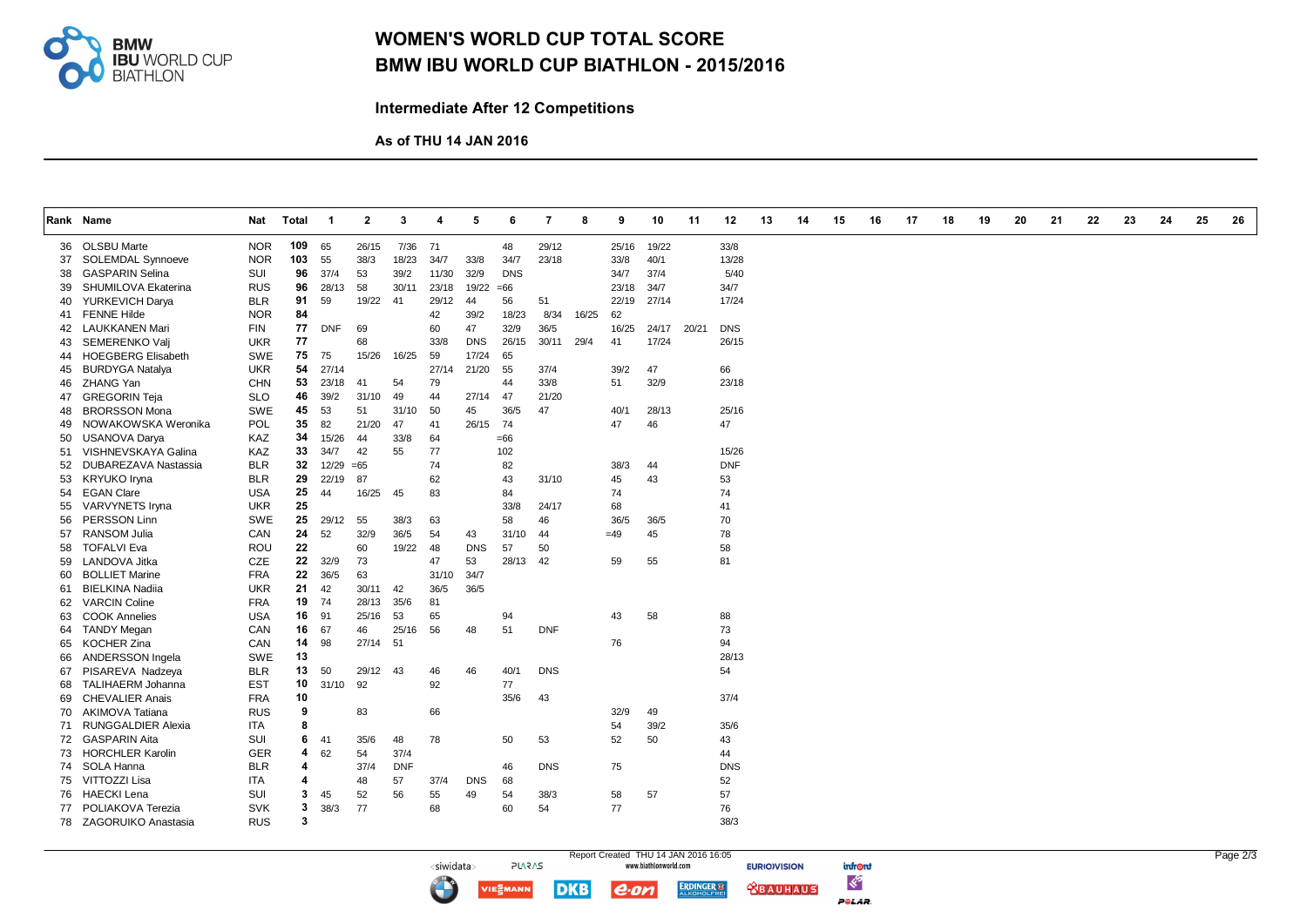# WOMEN'S WORLD CUP TOTAL SCORE

# BMW IBU WORLD CUP BIATHLON - 2015/2016

### Intermediate After 12 Competitions

**As of THU 14 JAN 2016**

| Rank | Name | Nat | Total | 1 | 2 | 3 | 4 | 5 | 6 | 7 | 8 | 9 | 10 | 11 | 12 | 13 | 14 | 15 | 16 | 17 | 18 | 19 | 20 | 21 | 22 | 23 | 24 | 25 | 26 |
|---|---|---|---|---|---|---|---|---|---|---|---|---|---|---|---|---|---|---|---|---|---|---|---|---|---|---|---|---|---|
| 36 | OLSBU Marte | NOR | **109** | 65 | 26/15 | 7/36 | 71 | | 48 | 29/12 | | 25/16 | 19/22 | | 33/8 | | | | | | | | | | | | | | |
| 37 | SOLEMDAL Synnoeve | NOR | **103** | 55 | 38/3 | 18/23 | 34/7 | 33/8 | 34/7 | 23/18 | | 33/8 | 40/1 | | 13/28 | | | | | | | | | | | | | | |
| 38 | GASPARIN Selina | SUI | **96** | 37/4 | 53 | 39/2 | 11/30 | 32/9 | DNS | | | 34/7 | 37/4 | | 5/40 | | | | | | | | | | | | | | |
| 39 | SHUMILOVA Ekaterina | RUS | **96** | 28/13 | 58 | 30/11 | 23/18 | 19/22 | =66 | | | 23/18 | 34/7 | | 34/7 | | | | | | | | | | | | | | |
| 40 | YURKEVICH Darya | BLR | **91** | 59 | 19/22 | 41 | 29/12 | 44 | 56 | 51 | | 22/19 | 27/14 | | 17/24 | | | | | | | | | | | | | | |
| 41 | FENNE Hilde | NOR | **84** | | | | 42 | 39/2 | 18/23 | 8/34 | 16/25 | 62 | | | | | | | | | | | | | | | | | |
| 42 | LAUKKANEN Mari | FIN | **77** | DNF | 69 | | 60 | 47 | 32/9 | 36/5 | | 16/25 | 24/17 | 20/21 | DNS | | | | | | | | | | | | | | |
| 43 | SEMERENKO Valj | UKR | **77** | | 68 | | 33/8 | DNS | 26/15 | 30/11 | 29/4 | 41 | 17/24 | | 26/15 | | | | | | | | | | | | | | |
| 44 | HOEGBERG Elisabeth | SWE | **75** | 75 | 15/26 | 16/25 | 59 | 17/24 | 65 | | | | | | | | | | | | | | | | | | | | |
| 45 | BURDYGA Natalya | UKR | **54** | 27/14 | | | 27/14 | 21/20 | 55 | 37/4 | | 39/2 | 47 | | 66 | | | | | | | | | | | | | | |
| 46 | ZHANG Yan | CHN | **53** | 23/18 | 41 | 54 | 79 | | 44 | 33/8 | | 51 | 32/9 | | 23/18 | | | | | | | | | | | | | | |
| 47 | GREGORIN Teja | SLO | **46** | 39/2 | 31/10 | 49 | 44 | 27/14 | 47 | 21/20 | | | | | | | | | | | | | | | | | | | |
| 48 | BRORSSON Mona | SWE | **45** | 53 | 51 | 31/10 | 50 | 45 | 36/5 | 47 | | 40/1 | 28/13 | | 25/16 | | | | | | | | | | | | | | |
| 49 | NOWAKOWSKA Weronika | POL | **35** | 82 | 21/20 | 47 | 41 | 26/15 | 74 | | | 47 | 46 | | 47 | | | | | | | | | | | | | | |
| 50 | USANOVA Darya | KAZ | **34** | 15/26 | 44 | 33/8 | 64 | | =66 | | | | | | | | | | | | | | | | | | | | |
| 51 | VISHNEVSKAYA Galina | KAZ | **33** | 34/7 | 42 | 55 | 77 | | 102 | | | | | | 15/26 | | | | | | | | | | | | | | |
| 52 | DUBAREZAVA Nastassia | BLR | **32** | 12/29 | =65 | | 74 | | 82 | | | 38/3 | 44 | | DNF | | | | | | | | | | | | | | |
| 53 | KRYUKO Iryna | BLR | **29** | 22/19 | 87 | | 62 | | 43 | 31/10 | | 45 | 43 | | 53 | | | | | | | | | | | | | | |
| 54 | EGAN Clare | USA | **25** | 44 | 16/25 | 45 | 83 | | 84 | | | 74 | | | 74 | | | | | | | | | | | | | | |
| 55 | VARVYNETS Iryna | UKR | **25** | | | | | | 33/8 | 24/17 | | 68 | | | 41 | | | | | | | | | | | | | | |
| 56 | PERSSON Linn | SWE | **25** | 29/12 | 55 | 38/3 | 63 | | 58 | 46 | | 36/5 | 36/5 | | 70 | | | | | | | | | | | | | | |
| 57 | RANSOM Julia | CAN | **24** | 52 | 32/9 | 36/5 | 54 | 43 | 31/10 | 44 | | =49 | 45 | | 78 | | | | | | | | | | | | | | |
| 58 | TOFALVI Eva | ROU | **22** | | 60 | 19/22 | 48 | DNS | 57 | 50 | | | | | 58 | | | | | | | | | | | | | | |
| 59 | LANDOVA Jitka | CZE | **22** | 32/9 | 73 | | 47 | 53 | 28/13 | 42 | | 59 | 55 | | 81 | | | | | | | | | | | | | | |
| 60 | BOLLIET Marine | FRA | **22** | 36/5 | 63 | | 31/10 | 34/7 | | | | | | | | | | | | | | | | | | | | | |
| 61 | BIELKINA Nadiia | UKR | **21** | 42 | 30/11 | 42 | 36/5 | 36/5 | | | | | | | | | | | | | | | | | | | | | |
| 62 | VARCIN Coline | FRA | **19** | 74 | 28/13 | 35/6 | 81 | | | | | | | | | | | | | | | | | | | | | | |
| 63 | COOK Annelies | USA | **16** | 91 | 25/16 | 53 | 65 | | 94 | | | 43 | 58 | | 88 | | | | | | | | | | | | | | |
| 64 | TANDY Megan | CAN | **16** | 67 | 46 | 25/16 | 56 | 48 | 51 | DNF | | | | | 73 | | | | | | | | | | | | | | |
| 65 | KOCHER Zina | CAN | **14** | 98 | 27/14 | 51 | | | | | | 76 | | | 94 | | | | | | | | | | | | | | |
| 66 | ANDERSSON Ingela | SWE | **13** | | | | | | | | | | | | 28/13 | | | | | | | | | | | | | | |
| 67 | PISAREVA Nadzeya | BLR | **13** | 50 | 29/12 | 43 | 46 | 46 | 40/1 | DNS | | | | | 54 | | | | | | | | | | | | | | |
| 68 | TALIHAERM Johanna | EST | **10** | 31/10 | 92 | | 92 | | 77 | | | | | | | | | | | | | | | | | | | | |
| 69 | CHEVALIER Anais | FRA | **10** | | | | | | 35/6 | 43 | | | | | 37/4 | | | | | | | | | | | | | | |
| 70 | AKIMOVA Tatiana | RUS | **9** | | 83 | | 66 | | | | | 32/9 | 49 | | | | | | | | | | | | | | | | |
| 71 | RUNGGALDIER Alexia | ITA | **8** | | | | | | | | | 54 | 39/2 | | 35/6 | | | | | | | | | | | | | | |
| 72 | GASPARIN Aita | SUI | **6** | 41 | 35/6 | 48 | 78 | | 50 | 53 | | 52 | 50 | | 43 | | | | | | | | | | | | | | |
| 73 | HORCHLER Karolin | GER | **4** | 62 | 54 | 37/4 | | | | | | | | | 44 | | | | | | | | | | | | | | |
| 74 | SOLA Hanna | BLR | **4** | | 37/4 | DNF | | | 46 | DNS | | 75 | | | DNS | | | | | | | | | | | | | | |
| 75 | VITTOZZI Lisa | ITA | **4** | | 48 | 57 | 37/4 | DNS | 68 | | | | | | 52 | | | | | | | | | | | | | | |
| 76 | HAECKI Lena | SUI | **3** | 45 | 52 | 56 | 55 | 49 | 54 | 38/3 | | 58 | 57 | | 57 | | | | | | | | | | | | | | |
| 77 | POLIAKOVA Terezia | SVK | **3** | 38/3 | 77 | | 68 | | 60 | 54 | | 77 | | | 76 | | | | | | | | | | | | | | |
| 78 | ZAGORUIKO Anastasia | RUS | **3** | | | | | | | | | | | | 38/3 | | | | | | | | | | | | | | |

Report Created THU 14 JAN 2016 16:05

www.biathlonworld.com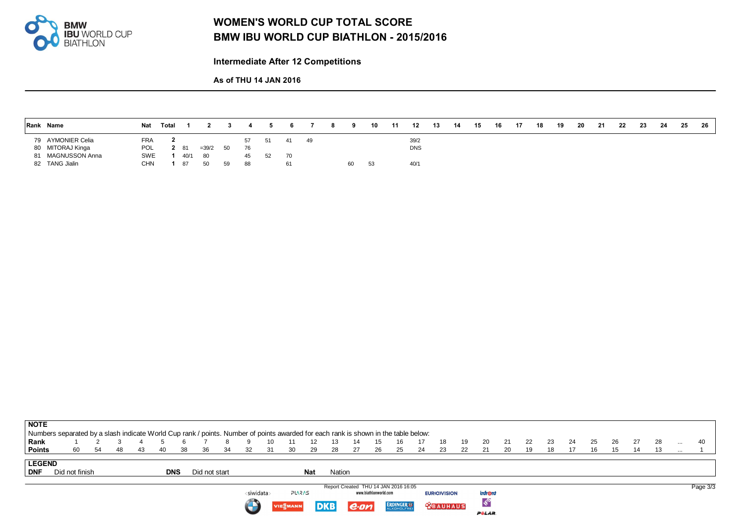# WOMEN'S WORLD CUP TOTAL SCORE

# BMW IBU WORLD CUP BIATHLON - 2015/2016

### Intermediate After 12 Competitions

**As of THU 14 JAN 2016**

| Rank | Name | Nat | Total | 1 | 2 | 3 | 4 | 5 | 6 | 7 | 8 | 9 | 10 | 11 | 12 | 13 | 14 | 15 | 16 | 17 | 18 | 19 | 20 | 21 | 22 | 23 | 24 | 25 | 26 |
|---|---|---|---|---|---|---|---|---|---|---|---|---|---|---|---|---|---|---|---|---|---|---|---|---|---|---|---|---|---|
| 79 | AYMONIER Celia | FRA | 2 | | | | 57 | 51 | 41 | 49 | | | | | 39/2 | | | | | | | | | | | | | | |
| 80 | MITORAJ Kinga | POL | 2 | 81 | =39/2 | 50 | 76 | | | | | | | | DNS | | | | | | | | | | | | | | |
| 81 | MAGNUSSON Anna | SWE | 1 | 40/1 | 80 | | 45 | 52 | 70 | | | | | | | | | | | | | | | | | | | | |
| 82 | TANG Jialin | CHN | 1 | 87 | 50 | 59 | 88 | | 61 | | | 60 | 53 | | 40/1 | | | | | | | | | | | | | | |

**NOTE**

Numbers separated by a slash indicate World Cup rank / points. Number of points awarded for each rank is shown in the table below:

| Rank | 1 | 2 | 3 | 4 | 5 | 6 | 7 | 8 | 9 | 10 | 11 | 12 | 13 | 14 | 15 | 16 | 17 | 18 | 19 | 20 | 21 | 22 | 23 | 24 | 25 | 26 | 27 | 28 | ... | 40 |
|---|---|---|---|---|---|---|---|---|---|---|---|---|---|---|---|---|---|---|---|---|---|---|---|---|---|---|---|---|---|---|
| Points | 60 | 54 | 48 | 43 | 40 | 38 | 36 | 34 | 32 | 31 | 30 | 29 | 28 | 27 | 26 | 25 | 24 | 23 | 22 | 21 | 20 | 19 | 18 | 17 | 16 | 15 | 14 | 13 | ... | 1 |

**LEGEND**

**DNF** Did not finish **DNS** Did not start **Nat** Nation

Report Created THU 14 JAN 2016 16:05

www.biathlonworld.com